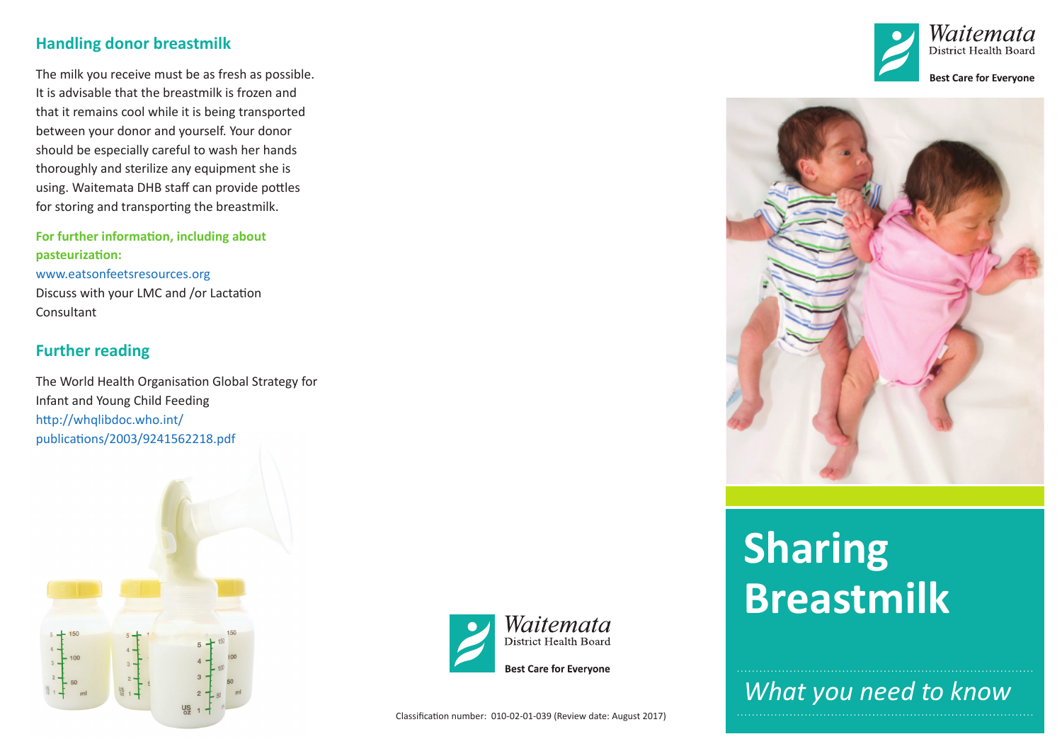## Handling donor breastmilk

The milk you receive must be as fresh as possible. It is advisable that the breastmilk is frozen and that it remains cool while it is being transported between your donor and yourself. Your donor should be especially careful to wash her hands thoroughly and sterilize any equipment she is using. Waitemata DHB staff can provide pottles for storing and transporting the breastmilk.

**For further information, including about pasteurization:**

www.eatsonfeetsresources.org

Discuss with your LMC and /or Lactation Consultant

## Further reading

The World Health Organisation Global Strategy for Infant and Young Child Feeding

http://whqlibdoc.who.int/publications/2003/9241562218.pdf

Waitemata District Health Board

**Best Care for Everyone**

Classification number: 010-02-01-039 (Review date: August 2017)

Waitemata District Health Board

**Best Care for Everyone**

# Sharing Breastmilk

*What you need to know*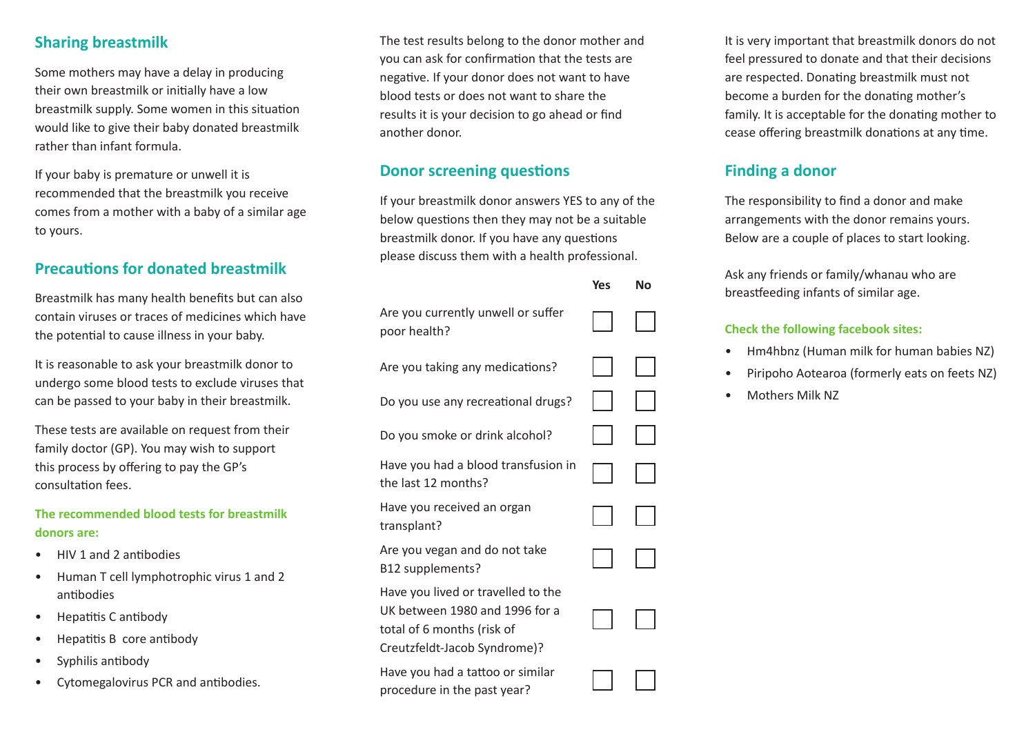## Sharing breastmilk

Some mothers may have a delay in producing their own breastmilk or initially have a low breastmilk supply. Some women in this situation would like to give their baby donated breastmilk rather than infant formula.

If your baby is premature or unwell it is recommended that the breastmilk you receive comes from a mother with a baby of a similar age to yours.

## Precautions for donated breastmilk

Breastmilk has many health benefits but can also contain viruses or traces of medicines which have the potential to cause illness in your baby.

It is reasonable to ask your breastmilk donor to undergo some blood tests to exclude viruses that can be passed to your baby in their breastmilk.

These tests are available on request from their family doctor (GP). You may wish to support this process by offering to pay the GP's consultation fees.

**The recommended blood tests for breastmilk donors are:**

- HIV 1 and 2 antibodies
- Human T cell lymphotrophic virus 1 and 2 antibodies
- Hepatitis C antibody
- Hepatitis B core antibody
- Syphilis antibody
- Cytomegalovirus PCR and antibodies.

The test results belong to the donor mother and you can ask for confirmation that the tests are negative. If your donor does not want to have blood tests or does not want to share the results it is your decision to go ahead or find another donor.

## Donor screening questions

If your breastmilk donor answers YES to any of the below questions then they may not be a suitable breastmilk donor. If you have any questions please discuss them with a health professional.

| | Yes | No |
|---|---|---|
| Are you currently unwell or suffer poor health? | ☐ | ☐ |
| Are you taking any medications? | ☐ | ☐ |
| Do you use any recreational drugs? | ☐ | ☐ |
| Do you smoke or drink alcohol? | ☐ | ☐ |
| Have you had a blood transfusion in the last 12 months? | ☐ | ☐ |
| Have you received an organ transplant? | ☐ | ☐ |
| Are you vegan and do not take B12 supplements? | ☐ | ☐ |
| Have you lived or travelled to the UK between 1980 and 1996 for a total of 6 months (risk of Creutzfeldt-Jacob Syndrome)? | ☐ | ☐ |
| Have you had a tattoo or similar procedure in the past year? | ☐ | ☐ |

It is very important that breastmilk donors do not feel pressured to donate and that their decisions are respected. Donating breastmilk must not become a burden for the donating mother's family. It is acceptable for the donating mother to cease offering breastmilk donations at any time.

## Finding a donor

The responsibility to find a donor and make arrangements with the donor remains yours. Below are a couple of places to start looking.

Ask any friends or family/whanau who are breastfeeding infants of similar age.

**Check the following facebook sites:**

- Hm4hbnz (Human milk for human babies NZ)
- Piripoho Aotearoa (formerly eats on feets NZ)
- Mothers Milk NZ